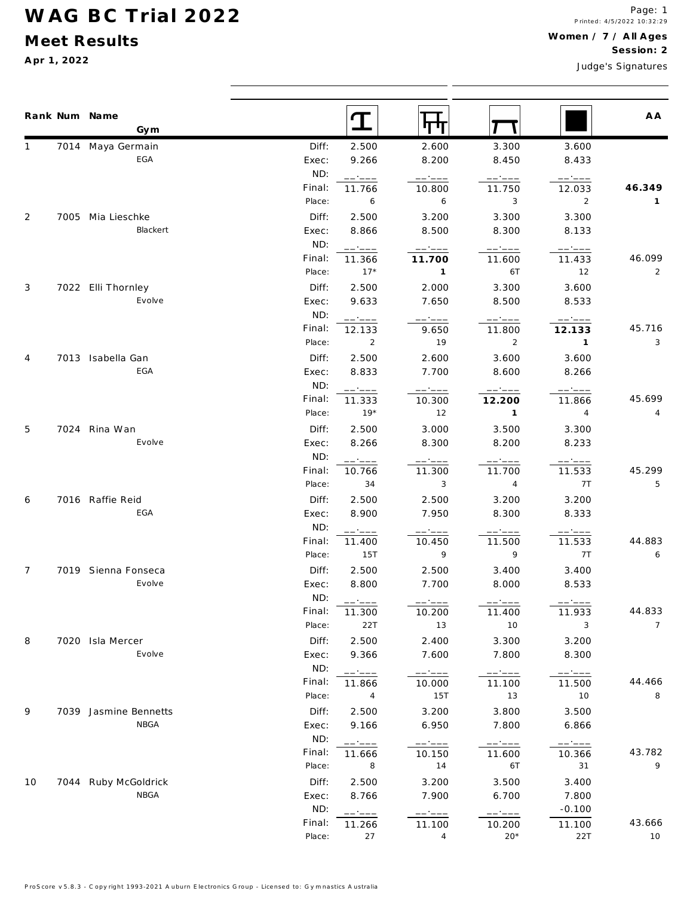# WAG BC Trial 2022

## Meet Results

**Apr 1, 2022**

Printed: 4/5/2022 10:32:29

**Women / 7 / All Ages**

**Session: 2**

Judge's Signatures

| Rank | Num | Name / Gym | | Vault | Bars | Beam | Floor | AA |
|---|---|---|---|---|---|---|---|---|
| 1 | 7014 | Maya Germain | Diff: | 2.500 | 2.600 | 3.300 | 3.600 | |
| | | EGA | Exec: | 9.266 | 8.200 | 8.450 | 8.433 | |
| | | | ND: | __.___ | __.___ | __.___ | __.___ | |
| | | | Final: | 11.766 | 10.800 | 11.750 | 12.033 | **46.349** |
| | | | Place: | 6 | 6 | 3 | 2 | **1** |
| 2 | 7005 | Mia Lieschke | Diff: | 2.500 | 3.200 | 3.300 | 3.300 | |
| | | Blackert | Exec: | 8.866 | 8.500 | 8.300 | 8.133 | |
| | | | ND: | __.___ | __.___ | __.___ | __.___ | |
| | | | Final: | 11.366 | **11.700** | 11.600 | 11.433 | 46.099 |
| | | | Place: | 17* | **1** | 6T | 12 | 2 |
| 3 | 7022 | Elli Thornley | Diff: | 2.500 | 2.000 | 3.300 | 3.600 | |
| | | Evolve | Exec: | 9.633 | 7.650 | 8.500 | 8.533 | |
| | | | ND: | __.___ | __.___ | __.___ | __.___ | |
| | | | Final: | 12.133 | 9.650 | 11.800 | **12.133** | 45.716 |
| | | | Place: | 2 | 19 | 2 | **1** | 3 |
| 4 | 7013 | Isabella Gan | Diff: | 2.500 | 2.600 | 3.600 | 3.600 | |
| | | EGA | Exec: | 8.833 | 7.700 | 8.600 | 8.266 | |
| | | | ND: | __.___ | __.___ | __.___ | __.___ | |
| | | | Final: | 11.333 | 10.300 | **12.200** | 11.866 | 45.699 |
| | | | Place: | 19* | 12 | **1** | 4 | 4 |
| 5 | 7024 | Rina Wan | Diff: | 2.500 | 3.000 | 3.500 | 3.300 | |
| | | Evolve | Exec: | 8.266 | 8.300 | 8.200 | 8.233 | |
| | | | ND: | __.___ | __.___ | __.___ | __.___ | |
| | | | Final: | 10.766 | 11.300 | 11.700 | 11.533 | 45.299 |
| | | | Place: | 34 | 3 | 4 | 7T | 5 |
| 6 | 7016 | Raffie Reid | Diff: | 2.500 | 2.500 | 3.200 | 3.200 | |
| | | EGA | Exec: | 8.900 | 7.950 | 8.300 | 8.333 | |
| | | | ND: | __.___ | __.___ | __.___ | __.___ | |
| | | | Final: | 11.400 | 10.450 | 11.500 | 11.533 | 44.883 |
| | | | Place: | 15T | 9 | 9 | 7T | 6 |
| 7 | 7019 | Sienna Fonseca | Diff: | 2.500 | 2.500 | 3.400 | 3.400 | |
| | | Evolve | Exec: | 8.800 | 7.700 | 8.000 | 8.533 | |
| | | | ND: | __.___ | __.___ | __.___ | __.___ | |
| | | | Final: | 11.300 | 10.200 | 11.400 | 11.933 | 44.833 |
| | | | Place: | 22T | 13 | 10 | 3 | 7 |
| 8 | 7020 | Isla Mercer | Diff: | 2.500 | 2.400 | 3.300 | 3.200 | |
| | | Evolve | Exec: | 9.366 | 7.600 | 7.800 | 8.300 | |
| | | | ND: | __.___ | __.___ | __.___ | __.___ | |
| | | | Final: | 11.866 | 10.000 | 11.100 | 11.500 | 44.466 |
| | | | Place: | 4 | 15T | 13 | 10 | 8 |
| 9 | 7039 | Jasmine Bennetts | Diff: | 2.500 | 3.200 | 3.800 | 3.500 | |
| | | NBGA | Exec: | 9.166 | 6.950 | 7.800 | 6.866 | |
| | | | ND: | __.___ | __.___ | __.___ | __.___ | |
| | | | Final: | 11.666 | 10.150 | 11.600 | 10.366 | 43.782 |
| | | | Place: | 8 | 14 | 6T | 31 | 9 |
| 10 | 7044 | Ruby McGoldrick | Diff: | 2.500 | 3.200 | 3.500 | 3.400 | |
| | | NBGA | Exec: | 8.766 | 7.900 | 6.700 | 7.800 | |
| | | | ND: | __.___ | __.___ | __.___ | -0.100 | |
| | | | Final: | 11.266 | 11.100 | 10.200 | 11.100 | 43.666 |
| | | | Place: | 27 | 4 | 20* | 22T | 10 |

ProScore v5.8.3 - Copyright 1993-2021 Auburn Electronics Group - Licensed to: Gymnastics Australia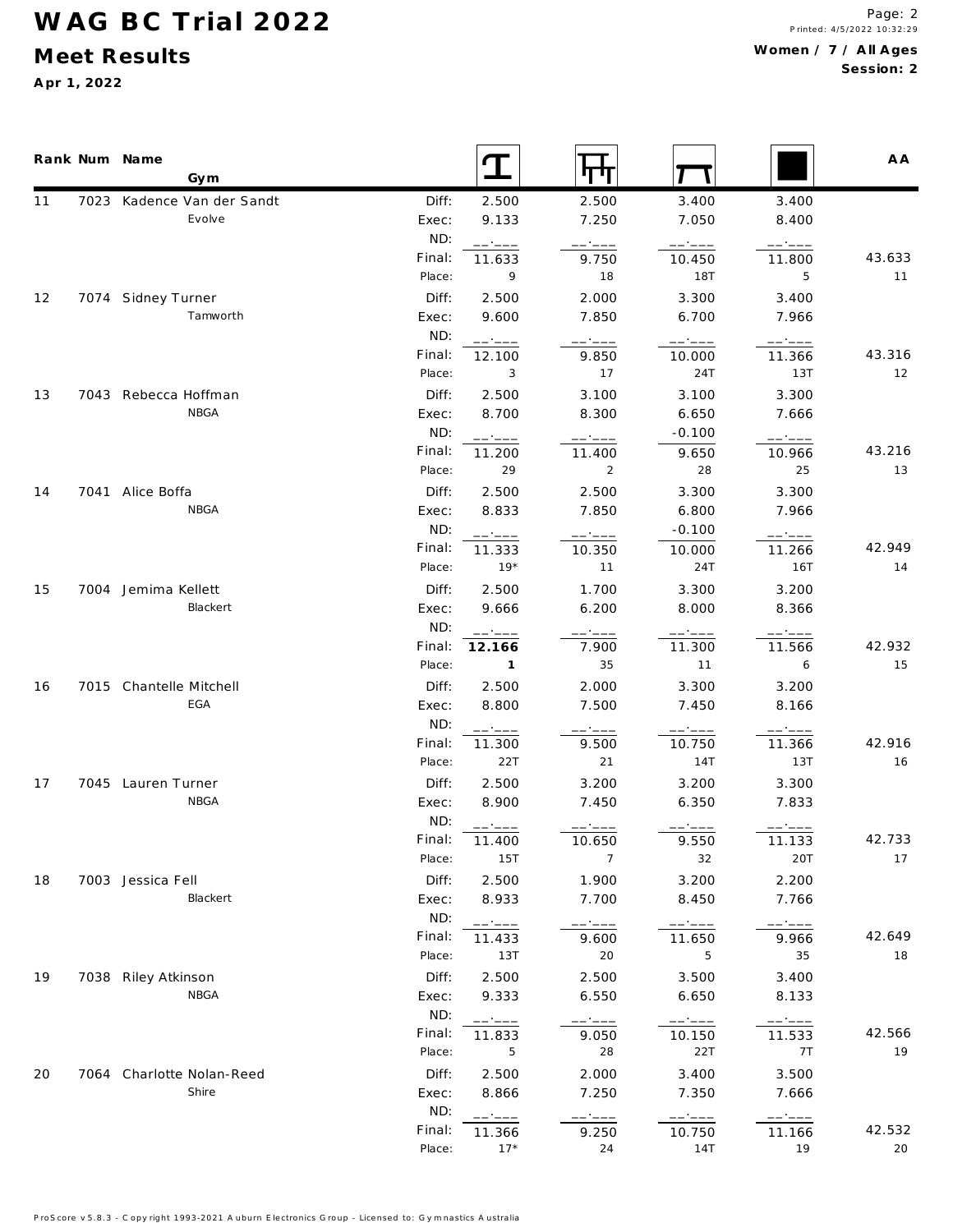# WAG BC Trial 2022

## Meet Results

**Apr 1, 2022**

Printed: 4/5/2022 10:32:29

**Women / 7 / All Ages**
**Session: 2**

| Rank | Num | Name / Gym | | Vault | Bars | Beam | Floor | AA |
|---|---|---|---|---|---|---|---|---|
| 11 | 7023 | Kadence Van der Sandt | Diff: | 2.500 | 2.500 | 3.400 | 3.400 | |
| | | Evolve | Exec: | 9.133 | 7.250 | 7.050 | 8.400 | |
| | | | ND: | __.___ | __.___ | __.___ | __.___ | |
| | | | Final: | 11.633 | 9.750 | 10.450 | 11.800 | 43.633 |
| | | | Place: | 9 | 18 | 18T | 5 | 11 |
| 12 | 7074 | Sidney Turner | Diff: | 2.500 | 2.000 | 3.300 | 3.400 | |
| | | Tamworth | Exec: | 9.600 | 7.850 | 6.700 | 7.966 | |
| | | | ND: | __.___ | __.___ | __.___ | __.___ | |
| | | | Final: | 12.100 | 9.850 | 10.000 | 11.366 | 43.316 |
| | | | Place: | 3 | 17 | 24T | 13T | 12 |
| 13 | 7043 | Rebecca Hoffman | Diff: | 2.500 | 3.100 | 3.100 | 3.300 | |
| | | NBGA | Exec: | 8.700 | 8.300 | 6.650 | 7.666 | |
| | | | ND: | __.___ | __.___ | -0.100 | __.___ | |
| | | | Final: | 11.200 | 11.400 | 9.650 | 10.966 | 43.216 |
| | | | Place: | 29 | 2 | 28 | 25 | 13 |
| 14 | 7041 | Alice Boffa | Diff: | 2.500 | 2.500 | 3.300 | 3.300 | |
| | | NBGA | Exec: | 8.833 | 7.850 | 6.800 | 7.966 | |
| | | | ND: | __.___ | __.___ | -0.100 | __.___ | |
| | | | Final: | 11.333 | 10.350 | 10.000 | 11.266 | 42.949 |
| | | | Place: | 19* | 11 | 24T | 16T | 14 |
| 15 | 7004 | Jemima Kellett | Diff: | 2.500 | 1.700 | 3.300 | 3.200 | |
| | | Blackert | Exec: | 9.666 | 6.200 | 8.000 | 8.366 | |
| | | | ND: | __.___ | __.___ | __.___ | __.___ | |
| | | | Final: | **12.166** | 7.900 | 11.300 | 11.566 | 42.932 |
| | | | Place: | **1** | 35 | 11 | 6 | 15 |
| 16 | 7015 | Chantelle Mitchell | Diff: | 2.500 | 2.000 | 3.300 | 3.200 | |
| | | EGA | Exec: | 8.800 | 7.500 | 7.450 | 8.166 | |
| | | | ND: | __.___ | __.___ | __.___ | __.___ | |
| | | | Final: | 11.300 | 9.500 | 10.750 | 11.366 | 42.916 |
| | | | Place: | 22T | 21 | 14T | 13T | 16 |
| 17 | 7045 | Lauren Turner | Diff: | 2.500 | 3.200 | 3.200 | 3.300 | |
| | | NBGA | Exec: | 8.900 | 7.450 | 6.350 | 7.833 | |
| | | | ND: | __.___ | __.___ | __.___ | __.___ | |
| | | | Final: | 11.400 | 10.650 | 9.550 | 11.133 | 42.733 |
| | | | Place: | 15T | 7 | 32 | 20T | 17 |
| 18 | 7003 | Jessica Fell | Diff: | 2.500 | 1.900 | 3.200 | 2.200 | |
| | | Blackert | Exec: | 8.933 | 7.700 | 8.450 | 7.766 | |
| | | | ND: | __.___ | __.___ | __.___ | __.___ | |
| | | | Final: | 11.433 | 9.600 | 11.650 | 9.966 | 42.649 |
| | | | Place: | 13T | 20 | 5 | 35 | 18 |
| 19 | 7038 | Riley Atkinson | Diff: | 2.500 | 2.500 | 3.500 | 3.400 | |
| | | NBGA | Exec: | 9.333 | 6.550 | 6.650 | 8.133 | |
| | | | ND: | __.___ | __.___ | __.___ | __.___ | |
| | | | Final: | 11.833 | 9.050 | 10.150 | 11.533 | 42.566 |
| | | | Place: | 5 | 28 | 22T | 7T | 19 |
| 20 | 7064 | Charlotte Nolan-Reed | Diff: | 2.500 | 2.000 | 3.400 | 3.500 | |
| | | Shire | Exec: | 8.866 | 7.250 | 7.350 | 7.666 | |
| | | | ND: | __.___ | __.___ | __.___ | __.___ | |
| | | | Final: | 11.366 | 9.250 | 10.750 | 11.166 | 42.532 |
| | | | Place: | 17* | 24 | 14T | 19 | 20 |

ProScore v5.8.3 - Copyright 1993-2021 Auburn Electronics Group - Licensed to: Gymnastics Australia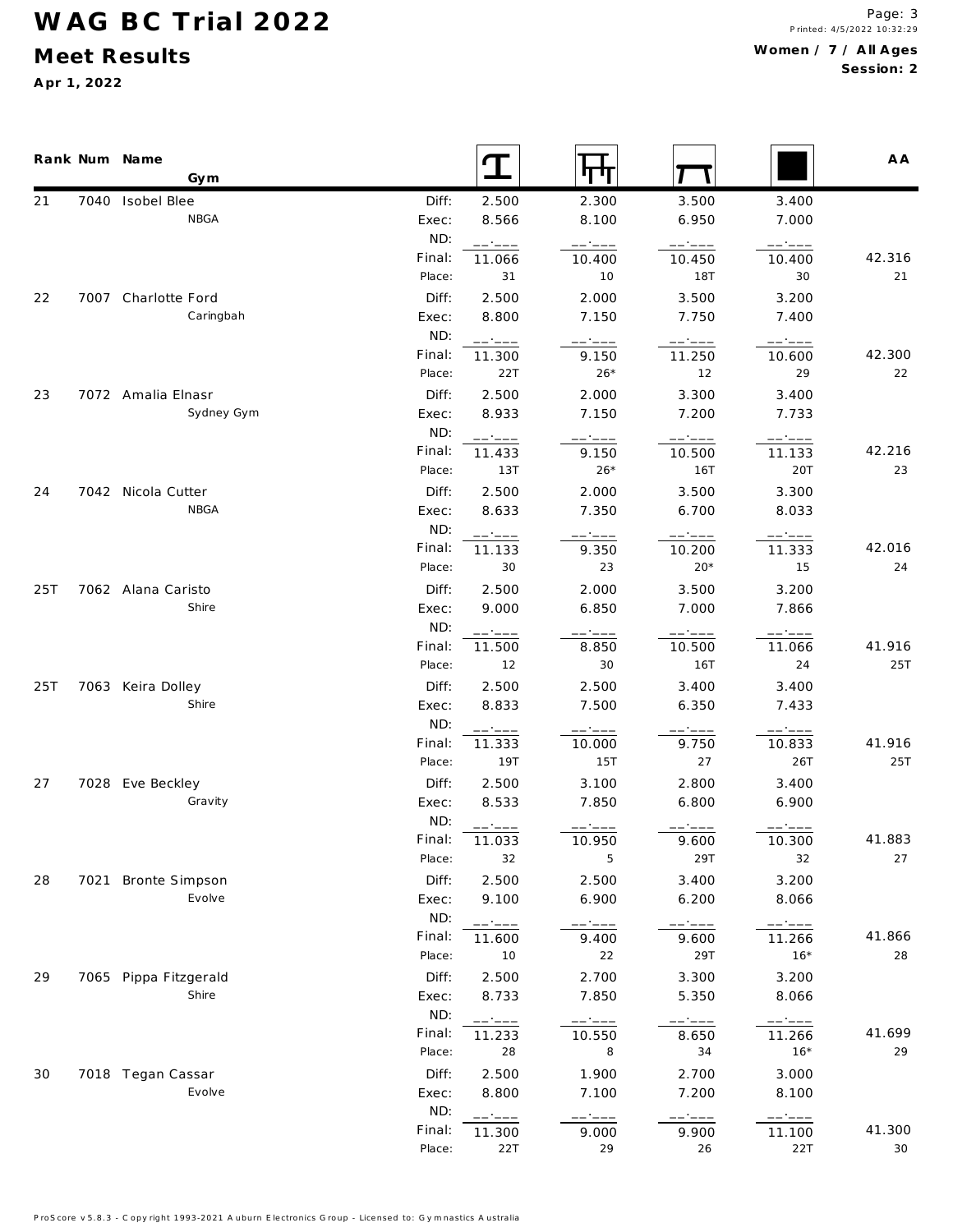# WAG BC Trial 2022

## Meet Results

**Apr 1, 2022**

**Women / 7 / All Ages**
**Session: 2**

| Rank | Num | Name / Gym | | Vault | Bars | Beam | Floor | AA |
|---|---|---|---|---|---|---|---|---|
| 21 | 7040 | Isobel Blee | Diff: | 2.500 | 2.300 | 3.500 | 3.400 | |
| | | NBGA | Exec: | 8.566 | 8.100 | 6.950 | 7.000 | |
| | | | ND: | __.___ | __.___ | __.___ | __.___ | |
| | | | Final: | 11.066 | 10.400 | 10.450 | 10.400 | 42.316 |
| | | | Place: | 31 | 10 | 18T | 30 | 21 |
| 22 | 7007 | Charlotte Ford | Diff: | 2.500 | 2.000 | 3.500 | 3.200 | |
| | | Caringbah | Exec: | 8.800 | 7.150 | 7.750 | 7.400 | |
| | | | ND: | __.___ | __.___ | __.___ | __.___ | |
| | | | Final: | 11.300 | 9.150 | 11.250 | 10.600 | 42.300 |
| | | | Place: | 22T | 26* | 12 | 29 | 22 |
| 23 | 7072 | Amalia Elnasr | Diff: | 2.500 | 2.000 | 3.300 | 3.400 | |
| | | Sydney Gym | Exec: | 8.933 | 7.150 | 7.200 | 7.733 | |
| | | | ND: | __.___ | __.___ | __.___ | __.___ | |
| | | | Final: | 11.433 | 9.150 | 10.500 | 11.133 | 42.216 |
| | | | Place: | 13T | 26* | 16T | 20T | 23 |
| 24 | 7042 | Nicola Cutter | Diff: | 2.500 | 2.000 | 3.500 | 3.300 | |
| | | NBGA | Exec: | 8.633 | 7.350 | 6.700 | 8.033 | |
| | | | ND: | __.___ | __.___ | __.___ | __.___ | |
| | | | Final: | 11.133 | 9.350 | 10.200 | 11.333 | 42.016 |
| | | | Place: | 30 | 23 | 20* | 15 | 24 |
| 25T | 7062 | Alana Caristo | Diff: | 2.500 | 2.000 | 3.500 | 3.200 | |
| | | Shire | Exec: | 9.000 | 6.850 | 7.000 | 7.866 | |
| | | | ND: | __.___ | __.___ | __.___ | __.___ | |
| | | | Final: | 11.500 | 8.850 | 10.500 | 11.066 | 41.916 |
| | | | Place: | 12 | 30 | 16T | 24 | 25T |
| 25T | 7063 | Keira Dolley | Diff: | 2.500 | 2.500 | 3.400 | 3.400 | |
| | | Shire | Exec: | 8.833 | 7.500 | 6.350 | 7.433 | |
| | | | ND: | __.___ | __.___ | __.___ | __.___ | |
| | | | Final: | 11.333 | 10.000 | 9.750 | 10.833 | 41.916 |
| | | | Place: | 19T | 15T | 27 | 26T | 25T |
| 27 | 7028 | Eve Beckley | Diff: | 2.500 | 3.100 | 2.800 | 3.400 | |
| | | Gravity | Exec: | 8.533 | 7.850 | 6.800 | 6.900 | |
| | | | ND: | __.___ | __.___ | __.___ | __.___ | |
| | | | Final: | 11.033 | 10.950 | 9.600 | 10.300 | 41.883 |
| | | | Place: | 32 | 5 | 29T | 32 | 27 |
| 28 | 7021 | Bronte Simpson | Diff: | 2.500 | 2.500 | 3.400 | 3.200 | |
| | | Evolve | Exec: | 9.100 | 6.900 | 6.200 | 8.066 | |
| | | | ND: | __.___ | __.___ | __.___ | __.___ | |
| | | | Final: | 11.600 | 9.400 | 9.600 | 11.266 | 41.866 |
| | | | Place: | 10 | 22 | 29T | 16* | 28 |
| 29 | 7065 | Pippa Fitzgerald | Diff: | 2.500 | 2.700 | 3.300 | 3.200 | |
| | | Shire | Exec: | 8.733 | 7.850 | 5.350 | 8.066 | |
| | | | ND: | __.___ | __.___ | __.___ | __.___ | |
| | | | Final: | 11.233 | 10.550 | 8.650 | 11.266 | 41.699 |
| | | | Place: | 28 | 8 | 34 | 16* | 29 |
| 30 | 7018 | Tegan Cassar | Diff: | 2.500 | 1.900 | 2.700 | 3.000 | |
| | | Evolve | Exec: | 8.800 | 7.100 | 7.200 | 8.100 | |
| | | | ND: | __.___ | __.___ | __.___ | __.___ | |
| | | | Final: | 11.300 | 9.000 | 9.900 | 11.100 | 41.300 |
| | | | Place: | 22T | 29 | 26 | 22T | 30 |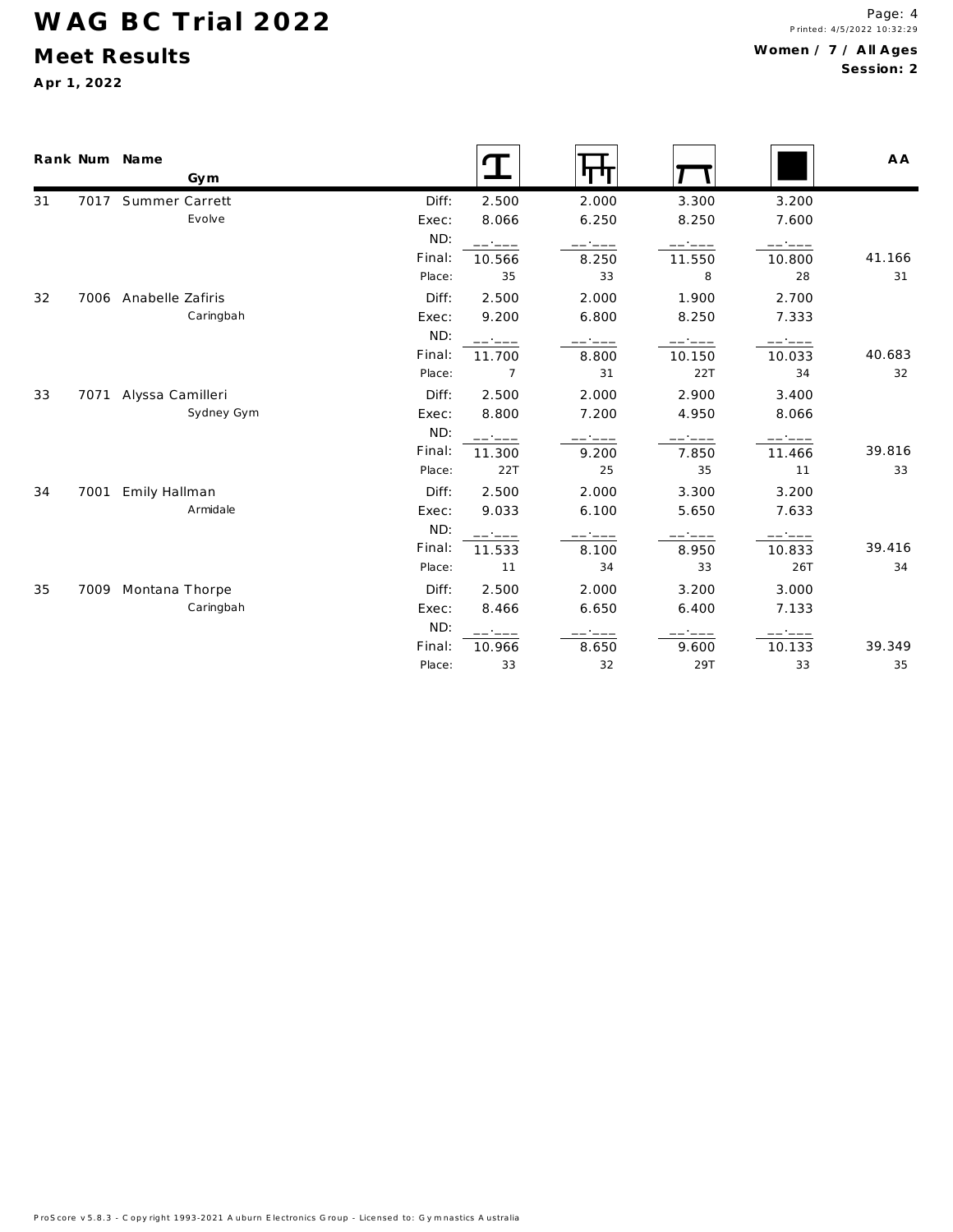# WAG BC Trial 2022

## Meet Results

**Apr 1, 2022**

Printed: 4/5/2022 10:32:29

**Women / 7 / All Ages**
**Session: 2**

| Rank | Num | Name / Gym | | Vault | Bars | Beam | Floor | AA |
|---|---|---|---|---|---|---|---|---|
| 31 | 7017 | Summer Carrett | Diff: | 2.500 | 2.000 | 3.300 | 3.200 | |
| | | Evolve | Exec: | 8.066 | 6.250 | 8.250 | 7.600 | |
| | | | ND: | __.___ | __.___ | __.___ | __.___ | |
| | | | Final: | 10.566 | 8.250 | 11.550 | 10.800 | 41.166 |
| | | | Place: | 35 | 33 | 8 | 28 | 31 |
| 32 | 7006 | Anabelle Zafiris | Diff: | 2.500 | 2.000 | 1.900 | 2.700 | |
| | | Caringbah | Exec: | 9.200 | 6.800 | 8.250 | 7.333 | |
| | | | ND: | __.___ | __.___ | __.___ | __.___ | |
| | | | Final: | 11.700 | 8.800 | 10.150 | 10.033 | 40.683 |
| | | | Place: | 7 | 31 | 22T | 34 | 32 |
| 33 | 7071 | Alyssa Camilleri | Diff: | 2.500 | 2.000 | 2.900 | 3.400 | |
| | | Sydney Gym | Exec: | 8.800 | 7.200 | 4.950 | 8.066 | |
| | | | ND: | __.___ | __.___ | __.___ | __.___ | |
| | | | Final: | 11.300 | 9.200 | 7.850 | 11.466 | 39.816 |
| | | | Place: | 22T | 25 | 35 | 11 | 33 |
| 34 | 7001 | Emily Hallman | Diff: | 2.500 | 2.000 | 3.300 | 3.200 | |
| | | Armidale | Exec: | 9.033 | 6.100 | 5.650 | 7.633 | |
| | | | ND: | __.___ | __.___ | __.___ | __.___ | |
| | | | Final: | 11.533 | 8.100 | 8.950 | 10.833 | 39.416 |
| | | | Place: | 11 | 34 | 33 | 26T | 34 |
| 35 | 7009 | Montana Thorpe | Diff: | 2.500 | 2.000 | 3.200 | 3.000 | |
| | | Caringbah | Exec: | 8.466 | 6.650 | 6.400 | 7.133 | |
| | | | ND: | __.___ | __.___ | __.___ | __.___ | |
| | | | Final: | 10.966 | 8.650 | 9.600 | 10.133 | 39.349 |
| | | | Place: | 33 | 32 | 29T | 33 | 35 |

ProScore v5.8.3 - Copyright 1993-2021 Auburn Electronics Group - Licensed to: Gymnastics Australia